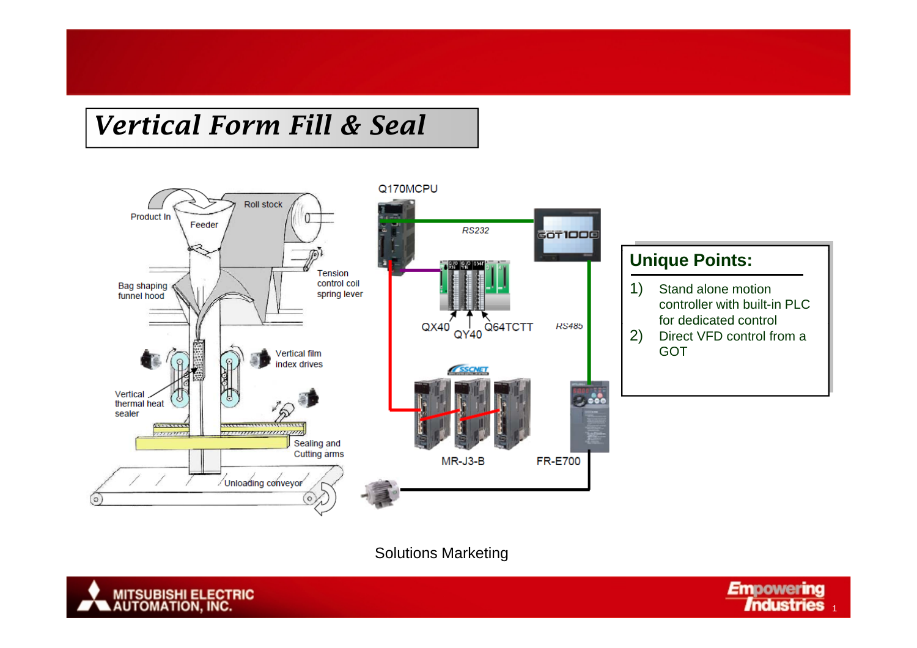# Vertical Form Fill & Seal

Product In

Feeder

Roll stock

Tension control coil spring lever

Bag shaping funnel hood

Vertical film index drives

Vertical thermal heat sealer

Sealing and Cutting arms

Unloading conveyor

Q170MCPU

RS232

GOT1000

QX40

QY40

Q64TCTT

RS485

SSCNET

MR-J3-B

FR-E700

## Unique Points:

1) Stand alone motion controller with built-in PLC for dedicated control
2) Direct VFD control from a GOT

Solutions Marketing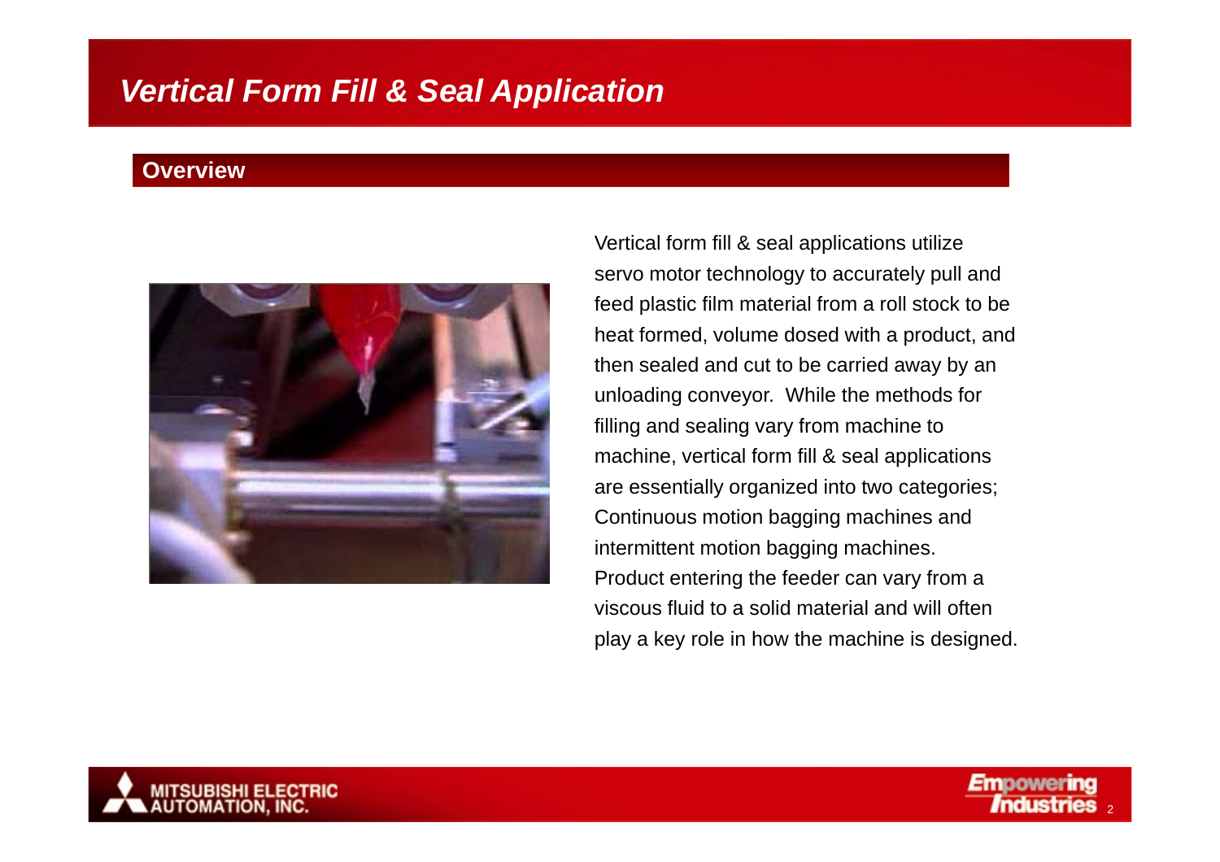# Vertical Form Fill & Seal Application

## Overview

Vertical form fill & seal applications utilize servo motor technology to accurately pull and feed plastic film material from a roll stock to be heat formed, volume dosed with a product, and then sealed and cut to be carried away by an unloading conveyor. While the methods for filling and sealing vary from machine to machine, vertical form fill & seal applications are essentially organized into two categories; Continuous motion bagging machines and intermittent motion bagging machines. Product entering the feeder can vary from a viscous fluid to a solid material and will often play a key role in how the machine is designed.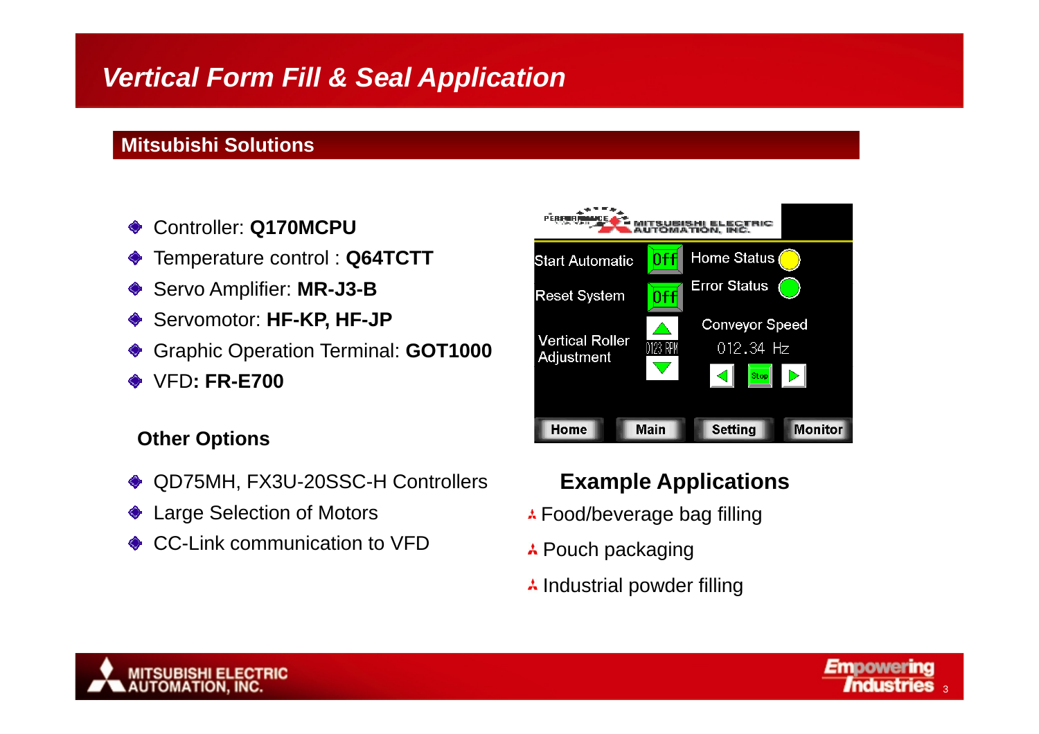# Vertical Form Fill & Seal Application

## Mitsubishi Solutions

- Controller: **Q170MCPU**
- Temperature control : **Q64TCTT**
- Servo Amplifier: **MR-J3-B**
- Servomotor: **HF-KP, HF-JP**
- Graphic Operation Terminal: **GOT1000**
- VFD**: FR-E700**

### Other Options

- QD75MH, FX3U-20SSC-H Controllers
- Large Selection of Motors
- CC-Link communication to VFD

### Example Applications

- Food/beverage bag filling
- Pouch packaging
- Industrial powder filling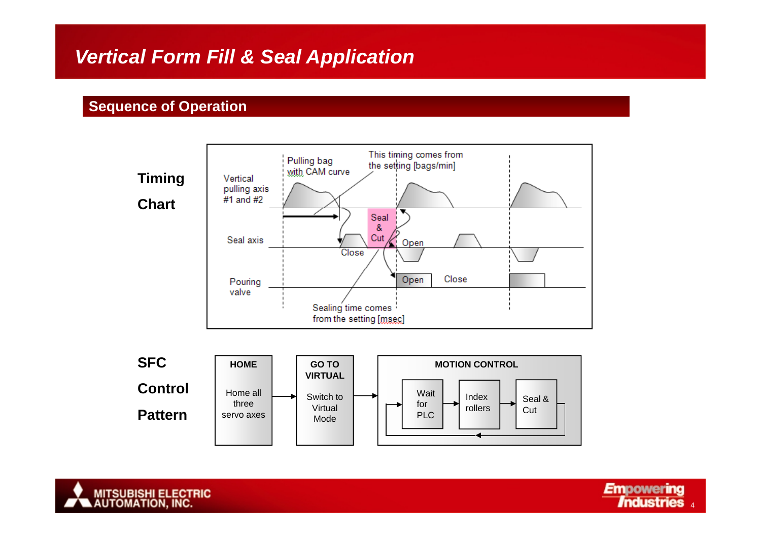# Vertical Form Fill & Seal Application

## Sequence of Operation

**Timing Chart**

Pulling bag with CAM curve

This timing comes from the setting [bags/min]

Vertical pulling axis #1 and #2

Seal axis

Seal & Cut

Close

Open

Pouring valve

Open

Close

Sealing time comes from the setting [msec]

**SFC Control Pattern**

**HOME**

Home all three servo axes

**GO TO VIRTUAL**

Switch to Virtual Mode

**MOTION CONTROL**

Wait for PLC → Index rollers → Seal & Cut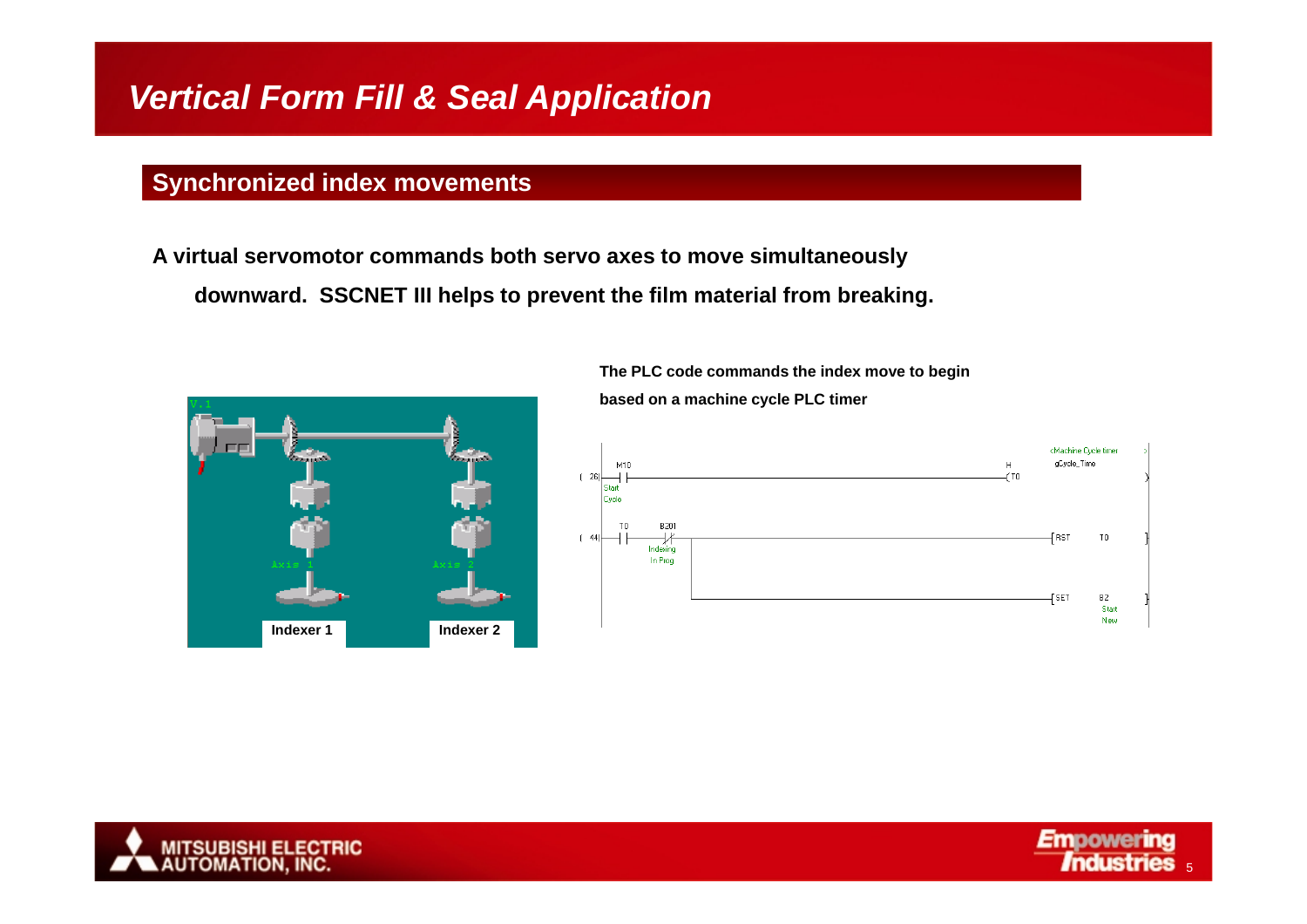# Vertical Form Fill & Seal Application

## Synchronized index movements

**A virtual servomotor commands both servo axes to move simultaneously downward. SSCNET III helps to prevent the film material from breaking.**

Indexer 1

Indexer 2

**The PLC code commands the index move to begin based on a machine cycle PLC timer**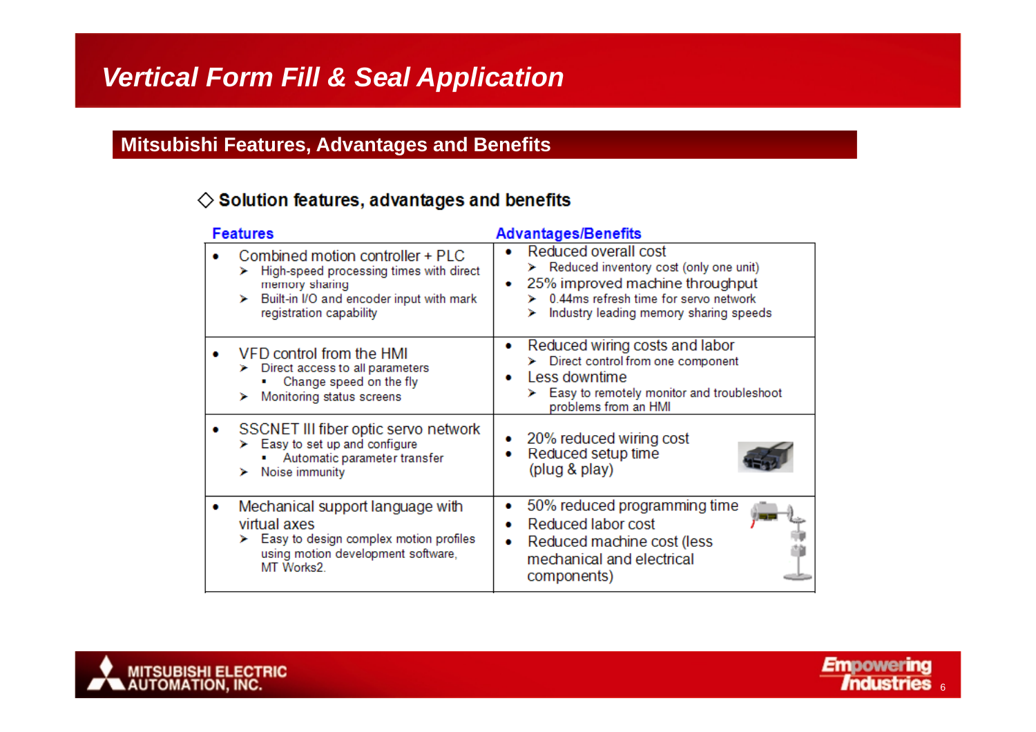# Vertical Form Fill & Seal Application

## Mitsubishi Features, Advantages and Benefits

### ◇ Solution features, advantages and benefits

| Features | Advantages/Benefits |
|---|---|
| • Combined motion controller + PLC<br>➤ High-speed processing times with direct memory sharing<br>➤ Built-in I/O and encoder input with mark registration capability | • Reduced overall cost<br>➤ Reduced inventory cost (only one unit)<br>• 25% improved machine throughput<br>➤ 0.44ms refresh time for servo network<br>➤ Industry leading memory sharing speeds |
| • VFD control from the HMI<br>➤ Direct access to all parameters<br>▪ Change speed on the fly<br>➤ Monitoring status screens | • Reduced wiring costs and labor<br>➤ Direct control from one component<br>• Less downtime<br>➤ Easy to remotely monitor and troubleshoot problems from an HMI |
| • SSCNET III fiber optic servo network<br>➤ Easy to set up and configure<br>▪ Automatic parameter transfer<br>➤ Noise immunity | • 20% reduced wiring cost<br>• Reduced setup time (plug & play) |
| • Mechanical support language with virtual axes<br>➤ Easy to design complex motion profiles using motion development software, MT Works2. | • 50% reduced programming time<br>• Reduced labor cost<br>• Reduced machine cost (less mechanical and electrical components) |

MITSUBISHI ELECTRIC AUTOMATION, INC.

Empowering Industries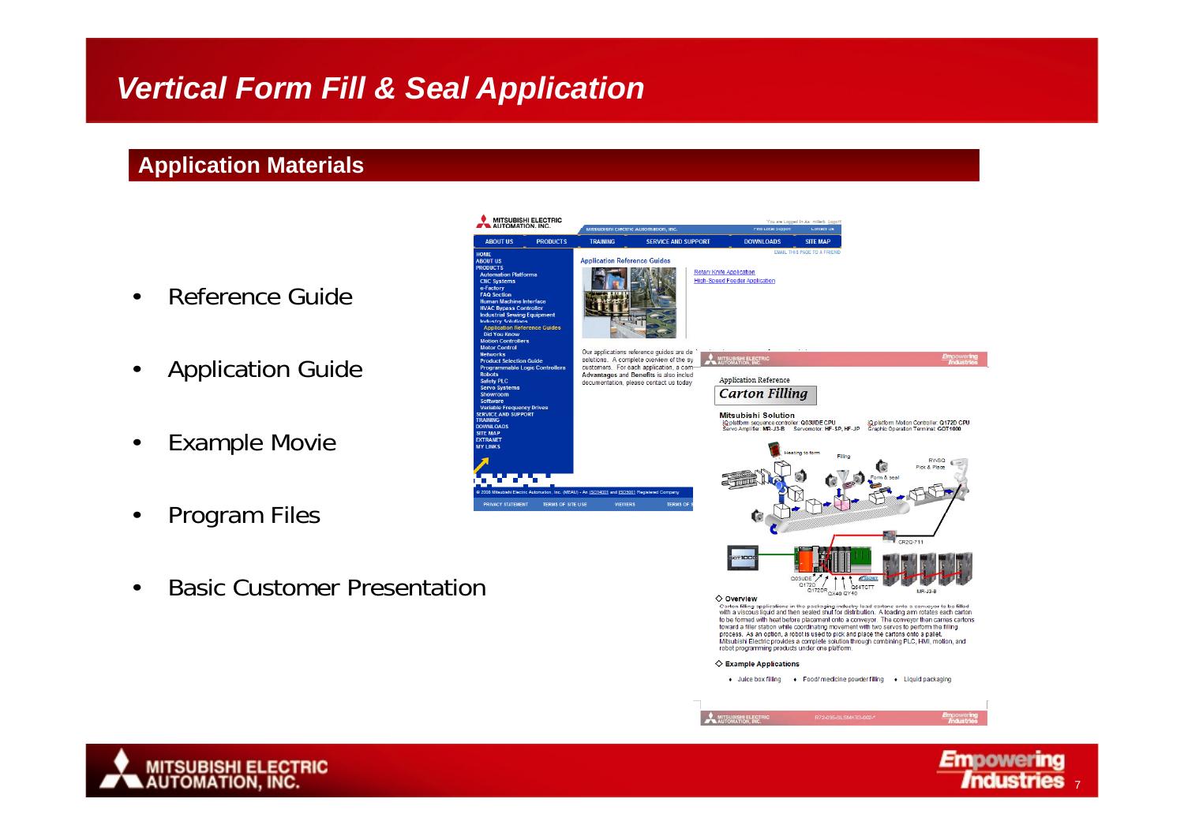# Vertical Form Fill & Seal Application

## Application Materials

- Reference Guide
- Application Guide
- Example Movie
- Program Files
- Basic Customer Presentation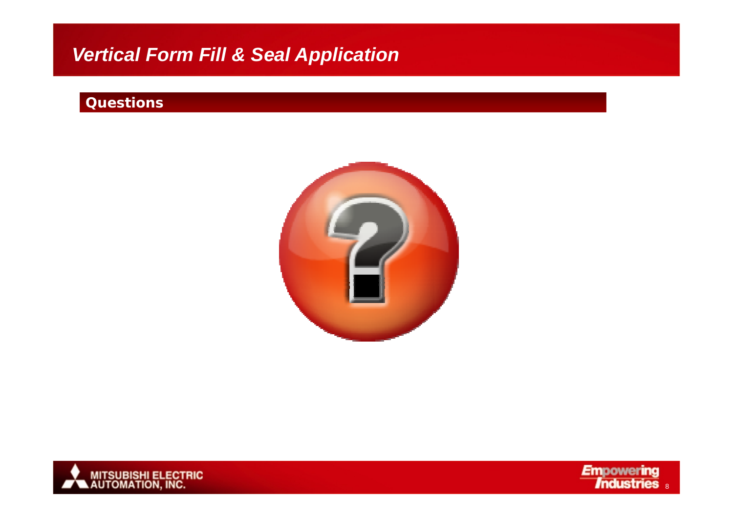# Vertical Form Fill & Seal Application

## Questions